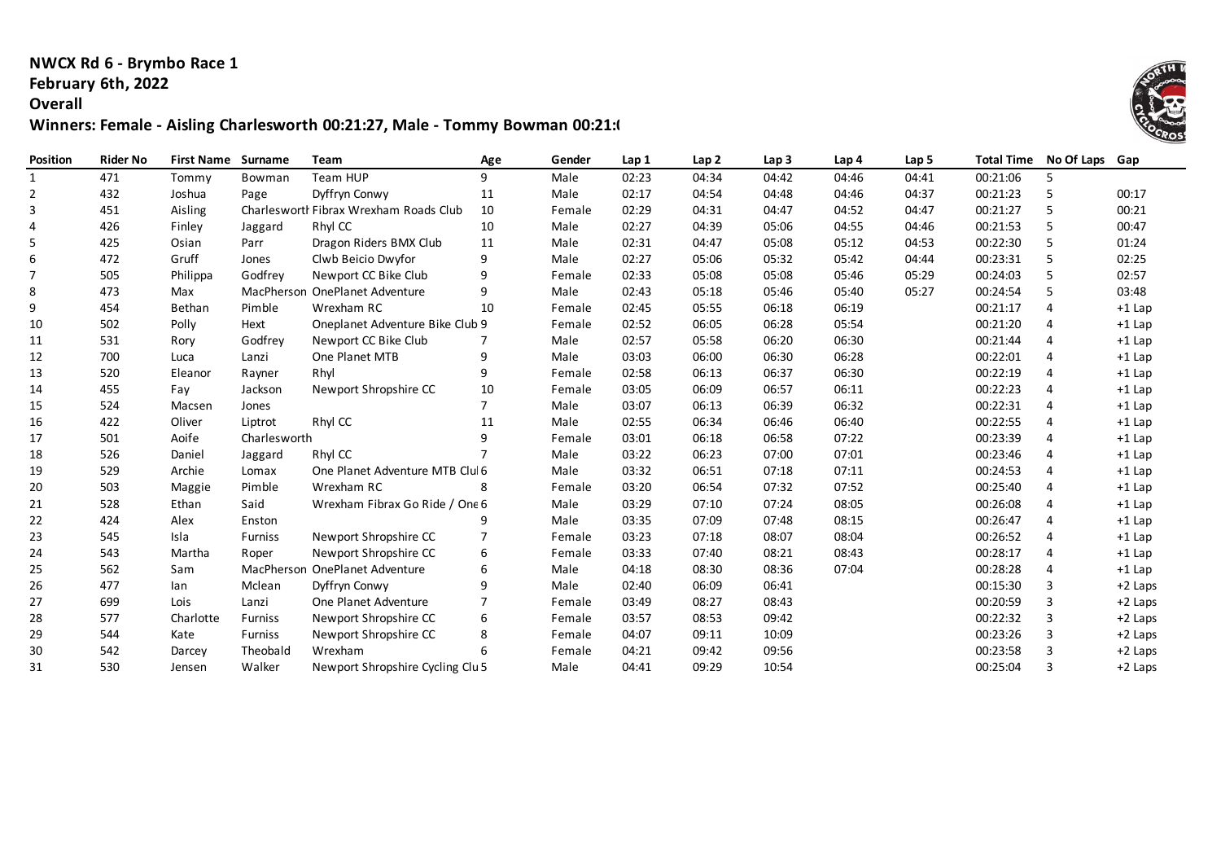**NWCX Rd 6 - Brymbo Race 1**
**February 6th, 2022**
**Overall**
**Winners: Female - Aisling Charlesworth 00:21:27, Male - Tommy Bowman 00:21:(**

| Position | Rider No | First Name | Surname | Team | Age | Gender | Lap 1 | Lap 2 | Lap 3 | Lap 4 | Lap 5 | Total Time | No Of Laps | Gap |
|---|---|---|---|---|---|---|---|---|---|---|---|---|---|---|
| 1 | 471 | Tommy | Bowman | Team HUP | 9 | Male | 02:23 | 04:34 | 04:42 | 04:46 | 04:41 | 00:21:06 | 5 | |
| 2 | 432 | Joshua | Page | Dyffryn Conwy | 11 | Male | 02:17 | 04:54 | 04:48 | 04:46 | 04:37 | 00:21:23 | 5 | 00:17 |
| 3 | 451 | Aisling | Charleswortl | Fibrax Wrexham Roads Club | 10 | Female | 02:29 | 04:31 | 04:47 | 04:52 | 04:47 | 00:21:27 | 5 | 00:21 |
| 4 | 426 | Finley | Jaggard | Rhyl CC | 10 | Male | 02:27 | 04:39 | 05:06 | 04:55 | 04:46 | 00:21:53 | 5 | 00:47 |
| 5 | 425 | Osian | Parr | Dragon Riders BMX Club | 11 | Male | 02:31 | 04:47 | 05:08 | 05:12 | 04:53 | 00:22:30 | 5 | 01:24 |
| 6 | 472 | Gruff | Jones | Clwb Beicio Dwyfor | 9 | Male | 02:27 | 05:06 | 05:32 | 05:42 | 04:44 | 00:23:31 | 5 | 02:25 |
| 7 | 505 | Philippa | Godfrey | Newport CC Bike Club | 9 | Female | 02:33 | 05:08 | 05:08 | 05:46 | 05:29 | 00:24:03 | 5 | 02:57 |
| 8 | 473 | Max | MacPherson | OnePlanet Adventure | 9 | Male | 02:43 | 05:18 | 05:46 | 05:40 | 05:27 | 00:24:54 | 5 | 03:48 |
| 9 | 454 | Bethan | Pimble | Wrexham RC | 10 | Female | 02:45 | 05:55 | 06:18 | 06:19 | | 00:21:17 | 4 | +1 Lap |
| 10 | 502 | Polly | Hext | Oneplanet Adventure Bike Club | 9 | Female | 02:52 | 06:05 | 06:28 | 05:54 | | 00:21:20 | 4 | +1 Lap |
| 11 | 531 | Rory | Godfrey | Newport CC Bike Club | 7 | Male | 02:57 | 05:58 | 06:20 | 06:30 | | 00:21:44 | 4 | +1 Lap |
| 12 | 700 | Luca | Lanzi | One Planet MTB | 9 | Male | 03:03 | 06:00 | 06:30 | 06:28 | | 00:22:01 | 4 | +1 Lap |
| 13 | 520 | Eleanor | Rayner | Rhyl | 9 | Female | 02:58 | 06:13 | 06:37 | 06:30 | | 00:22:19 | 4 | +1 Lap |
| 14 | 455 | Fay | Jackson | Newport Shropshire CC | 10 | Female | 03:05 | 06:09 | 06:57 | 06:11 | | 00:22:23 | 4 | +1 Lap |
| 15 | 524 | Macsen | Jones | | 7 | Male | 03:07 | 06:13 | 06:39 | 06:32 | | 00:22:31 | 4 | +1 Lap |
| 16 | 422 | Oliver | Liptrot | Rhyl CC | 11 | Male | 02:55 | 06:34 | 06:46 | 06:40 | | 00:22:55 | 4 | +1 Lap |
| 17 | 501 | Aoife | Charlesworth | | 9 | Female | 03:01 | 06:18 | 06:58 | 07:22 | | 00:23:39 | 4 | +1 Lap |
| 18 | 526 | Daniel | Jaggard | Rhyl CC | 7 | Male | 03:22 | 06:23 | 07:00 | 07:01 | | 00:23:46 | 4 | +1 Lap |
| 19 | 529 | Archie | Lomax | One Planet Adventure MTB Clul | 6 | Male | 03:32 | 06:51 | 07:18 | 07:11 | | 00:24:53 | 4 | +1 Lap |
| 20 | 503 | Maggie | Pimble | Wrexham RC | 8 | Female | 03:20 | 06:54 | 07:32 | 07:52 | | 00:25:40 | 4 | +1 Lap |
| 21 | 528 | Ethan | Said | Wrexham Fibrax Go Ride / One | 6 | Male | 03:29 | 07:10 | 07:24 | 08:05 | | 00:26:08 | 4 | +1 Lap |
| 22 | 424 | Alex | Enston | | 9 | Male | 03:35 | 07:09 | 07:48 | 08:15 | | 00:26:47 | 4 | +1 Lap |
| 23 | 545 | Isla | Furniss | Newport Shropshire CC | 7 | Female | 03:23 | 07:18 | 08:07 | 08:04 | | 00:26:52 | 4 | +1 Lap |
| 24 | 543 | Martha | Roper | Newport Shropshire CC | 6 | Female | 03:33 | 07:40 | 08:21 | 08:43 | | 00:28:17 | 4 | +1 Lap |
| 25 | 562 | Sam | MacPherson | OnePlanet Adventure | 6 | Male | 04:18 | 08:30 | 08:36 | 07:04 | | 00:28:28 | 4 | +1 Lap |
| 26 | 477 | Ian | Mclean | Dyffryn Conwy | 9 | Male | 02:40 | 06:09 | 06:41 | | | 00:15:30 | 3 | +2 Laps |
| 27 | 699 | Lois | Lanzi | One Planet Adventure | 7 | Female | 03:49 | 08:27 | 08:43 | | | 00:20:59 | 3 | +2 Laps |
| 28 | 577 | Charlotte | Furniss | Newport Shropshire CC | 6 | Female | 03:57 | 08:53 | 09:42 | | | 00:22:32 | 3 | +2 Laps |
| 29 | 544 | Kate | Furniss | Newport Shropshire CC | 8 | Female | 04:07 | 09:11 | 10:09 | | | 00:23:26 | 3 | +2 Laps |
| 30 | 542 | Darcey | Theobald | Wrexham | 6 | Female | 04:21 | 09:42 | 09:56 | | | 00:23:58 | 3 | +2 Laps |
| 31 | 530 | Jensen | Walker | Newport Shropshire Cycling Clu | 5 | Male | 04:41 | 09:29 | 10:54 | | | 00:25:04 | 3 | +2 Laps |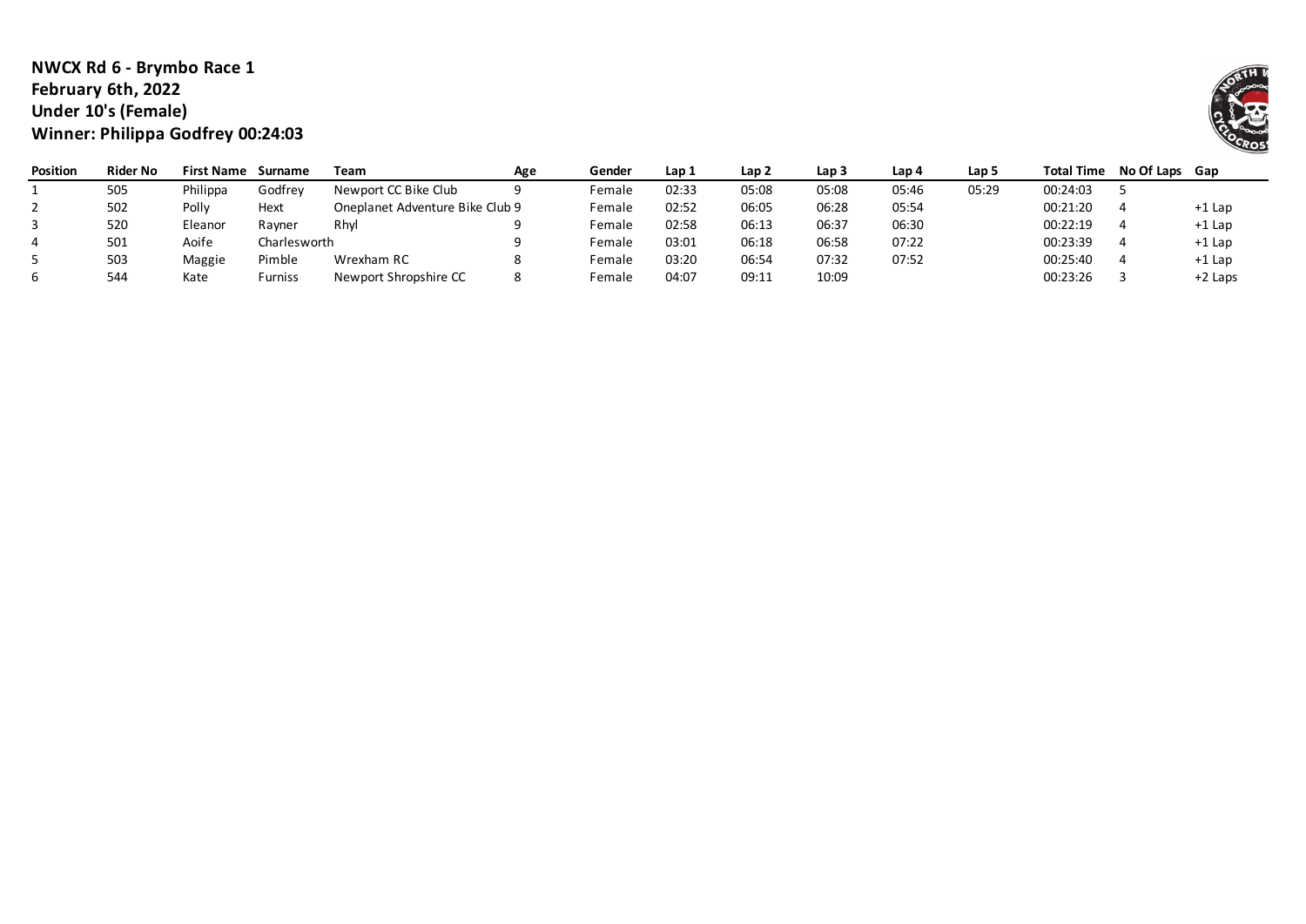**NWCX Rd 6 - Brymbo Race 1**
**February 6th, 2022**
**Under 10's (Female)**
**Winner: Philippa Godfrey 00:24:03**

| Position | Rider No | First Name | Surname | Team | Age | Gender | Lap 1 | Lap 2 | Lap 3 | Lap 4 | Lap 5 | Total Time | No Of Laps | Gap |
|---|---|---|---|---|---|---|---|---|---|---|---|---|---|---|
| 1 | 505 | Philippa | Godfrey | Newport CC Bike Club | 9 | Female | 02:33 | 05:08 | 05:08 | 05:46 | 05:29 | 00:24:03 | 5 | |
| 2 | 502 | Polly | Hext | Oneplanet Adventure Bike Club | 9 | Female | 02:52 | 06:05 | 06:28 | 05:54 | | 00:21:20 | 4 | +1 Lap |
| 3 | 520 | Eleanor | Rayner | Rhyl | 9 | Female | 02:58 | 06:13 | 06:37 | 06:30 | | 00:22:19 | 4 | +1 Lap |
| 4 | 501 | Aoife | Charlesworth | | 9 | Female | 03:01 | 06:18 | 06:58 | 07:22 | | 00:23:39 | 4 | +1 Lap |
| 5 | 503 | Maggie | Pimble | Wrexham RC | 8 | Female | 03:20 | 06:54 | 07:32 | 07:52 | | 00:25:40 | 4 | +1 Lap |
| 6 | 544 | Kate | Furniss | Newport Shropshire CC | 8 | Female | 04:07 | 09:11 | 10:09 | | | 00:23:26 | 3 | +2 Laps |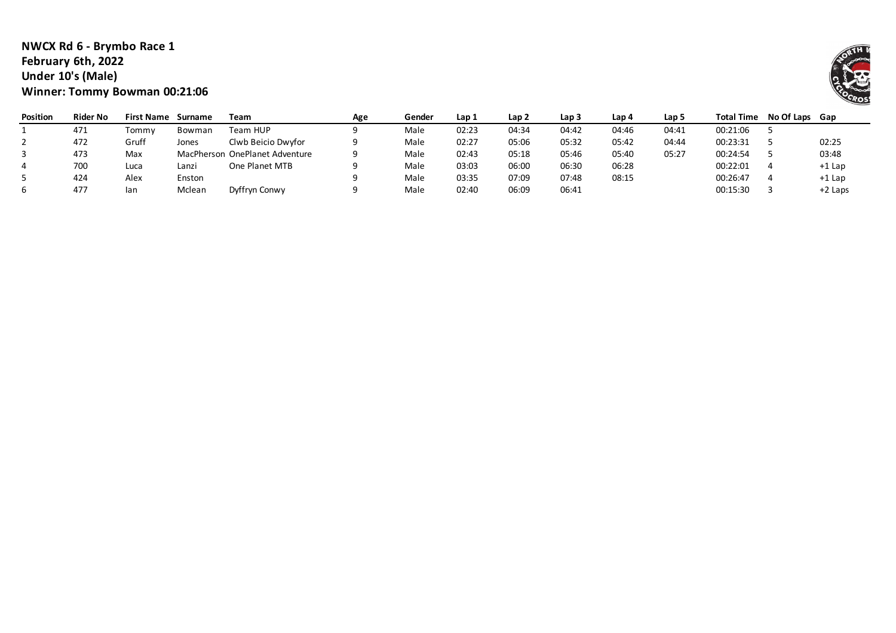**NWCX Rd 6 - Brymbo Race 1**
**February 6th, 2022**
**Under 10's (Male)**
**Winner: Tommy Bowman 00:21:06**

| Position | Rider No | First Name | Surname | Team | Age | Gender | Lap 1 | Lap 2 | Lap 3 | Lap 4 | Lap 5 | Total Time | No Of Laps | Gap |
|---|---|---|---|---|---|---|---|---|---|---|---|---|---|---|
| 1 | 471 | Tommy | Bowman | Team HUP | 9 | Male | 02:23 | 04:34 | 04:42 | 04:46 | 04:41 | 00:21:06 | 5 | |
| 2 | 472 | Gruff | Jones | Clwb Beicio Dwyfor | 9 | Male | 02:27 | 05:06 | 05:32 | 05:42 | 04:44 | 00:23:31 | 5 | 02:25 |
| 3 | 473 | Max | MacPherson | OnePlanet Adventure | 9 | Male | 02:43 | 05:18 | 05:46 | 05:40 | 05:27 | 00:24:54 | 5 | 03:48 |
| 4 | 700 | Luca | Lanzi | One Planet MTB | 9 | Male | 03:03 | 06:00 | 06:30 | 06:28 | | 00:22:01 | 4 | +1 Lap |
| 5 | 424 | Alex | Enston | | 9 | Male | 03:35 | 07:09 | 07:48 | 08:15 | | 00:26:47 | 4 | +1 Lap |
| 6 | 477 | Ian | Mclean | Dyffryn Conwy | 9 | Male | 02:40 | 06:09 | 06:41 | | | 00:15:30 | 3 | +2 Laps |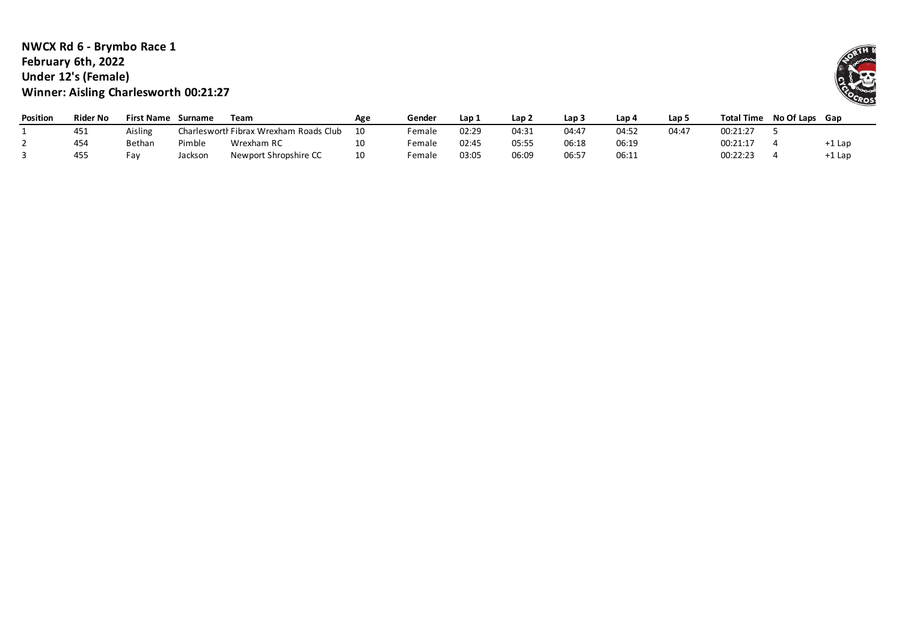**NWCX Rd 6 - Brymbo Race 1**
**February 6th, 2022**
**Under 12's (Female)**
**Winner: Aisling Charlesworth 00:21:27**

| Position | Rider No | First Name | Surname | Team | Age | Gender | Lap 1 | Lap 2 | Lap 3 | Lap 4 | Lap 5 | Total Time | No Of Laps | Gap |
|---|---|---|---|---|---|---|---|---|---|---|---|---|---|---|
| 1 | 451 | Aisling | Charlesworth | Fibrax Wrexham Roads Club | 10 | Female | 02:29 | 04:31 | 04:47 | 04:52 | 04:47 | 00:21:27 | 5 | |
| 2 | 454 | Bethan | Pimble | Wrexham RC | 10 | Female | 02:45 | 05:55 | 06:18 | 06:19 | | 00:21:17 | 4 | +1 Lap |
| 3 | 455 | Fay | Jackson | Newport Shropshire CC | 10 | Female | 03:05 | 06:09 | 06:57 | 06:11 | | 00:22:23 | 4 | +1 Lap |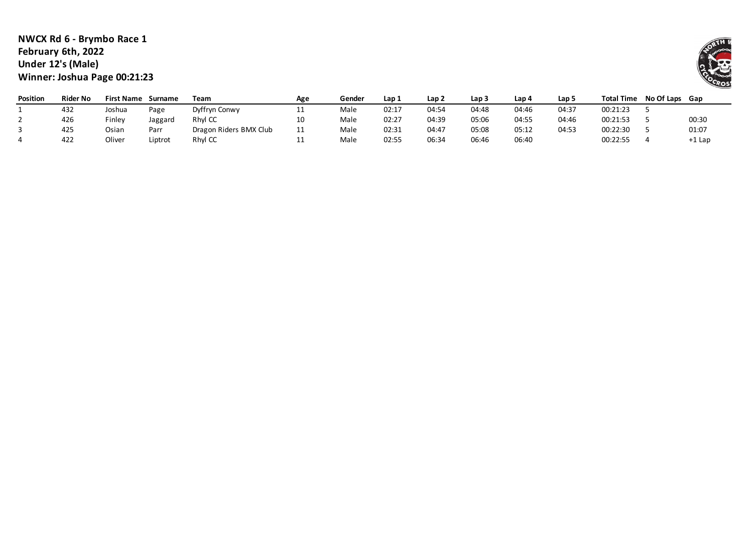**NWCX Rd 6 - Brymbo Race 1**
**February 6th, 2022**
**Under 12's (Male)**
**Winner: Joshua Page 00:21:23**

| Position | Rider No | First Name | Surname | Team | Age | Gender | Lap 1 | Lap 2 | Lap 3 | Lap 4 | Lap 5 | Total Time | No Of Laps | Gap |
|---|---|---|---|---|---|---|---|---|---|---|---|---|---|---|
| 1 | 432 | Joshua | Page | Dyffryn Conwy | 11 | Male | 02:17 | 04:54 | 04:48 | 04:46 | 04:37 | 00:21:23 | 5 | |
| 2 | 426 | Finley | Jaggard | Rhyl CC | 10 | Male | 02:27 | 04:39 | 05:06 | 04:55 | 04:46 | 00:21:53 | 5 | 00:30 |
| 3 | 425 | Osian | Parr | Dragon Riders BMX Club | 11 | Male | 02:31 | 04:47 | 05:08 | 05:12 | 04:53 | 00:22:30 | 5 | 01:07 |
| 4 | 422 | Oliver | Liptrot | Rhyl CC | 11 | Male | 02:55 | 06:34 | 06:46 | 06:40 | | 00:22:55 | 4 | +1 Lap |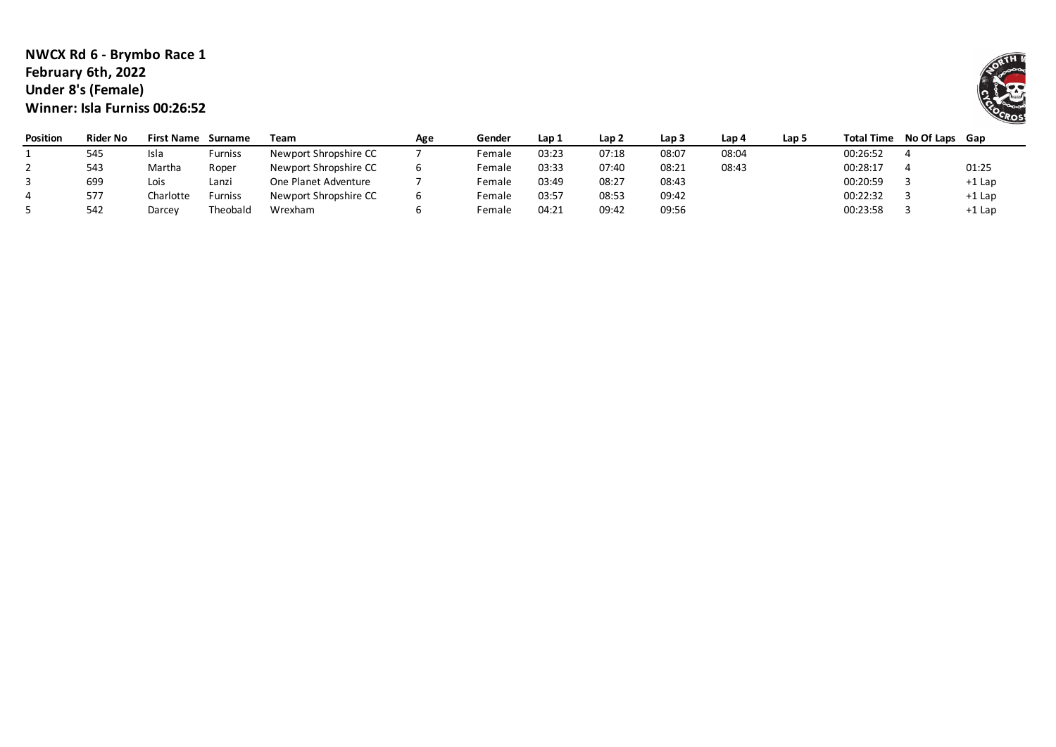**NWCX Rd 6 - Brymbo Race 1**
**February 6th, 2022**
**Under 8's (Female)**
**Winner: Isla Furniss 00:26:52**

| Position | Rider No | First Name | Surname | Team | Age | Gender | Lap 1 | Lap 2 | Lap 3 | Lap 4 | Lap 5 | Total Time | No Of Laps | Gap |
|---|---|---|---|---|---|---|---|---|---|---|---|---|---|---|
| 1 | 545 | Isla | Furniss | Newport Shropshire CC | 7 | Female | 03:23 | 07:18 | 08:07 | 08:04 | | 00:26:52 | 4 | |
| 2 | 543 | Martha | Roper | Newport Shropshire CC | 6 | Female | 03:33 | 07:40 | 08:21 | 08:43 | | 00:28:17 | 4 | 01:25 |
| 3 | 699 | Lois | Lanzi | One Planet Adventure | 7 | Female | 03:49 | 08:27 | 08:43 | | | 00:20:59 | 3 | +1 Lap |
| 4 | 577 | Charlotte | Furniss | Newport Shropshire CC | 6 | Female | 03:57 | 08:53 | 09:42 | | | 00:22:32 | 3 | +1 Lap |
| 5 | 542 | Darcey | Theobald | Wrexham | 6 | Female | 04:21 | 09:42 | 09:56 | | | 00:23:58 | 3 | +1 Lap |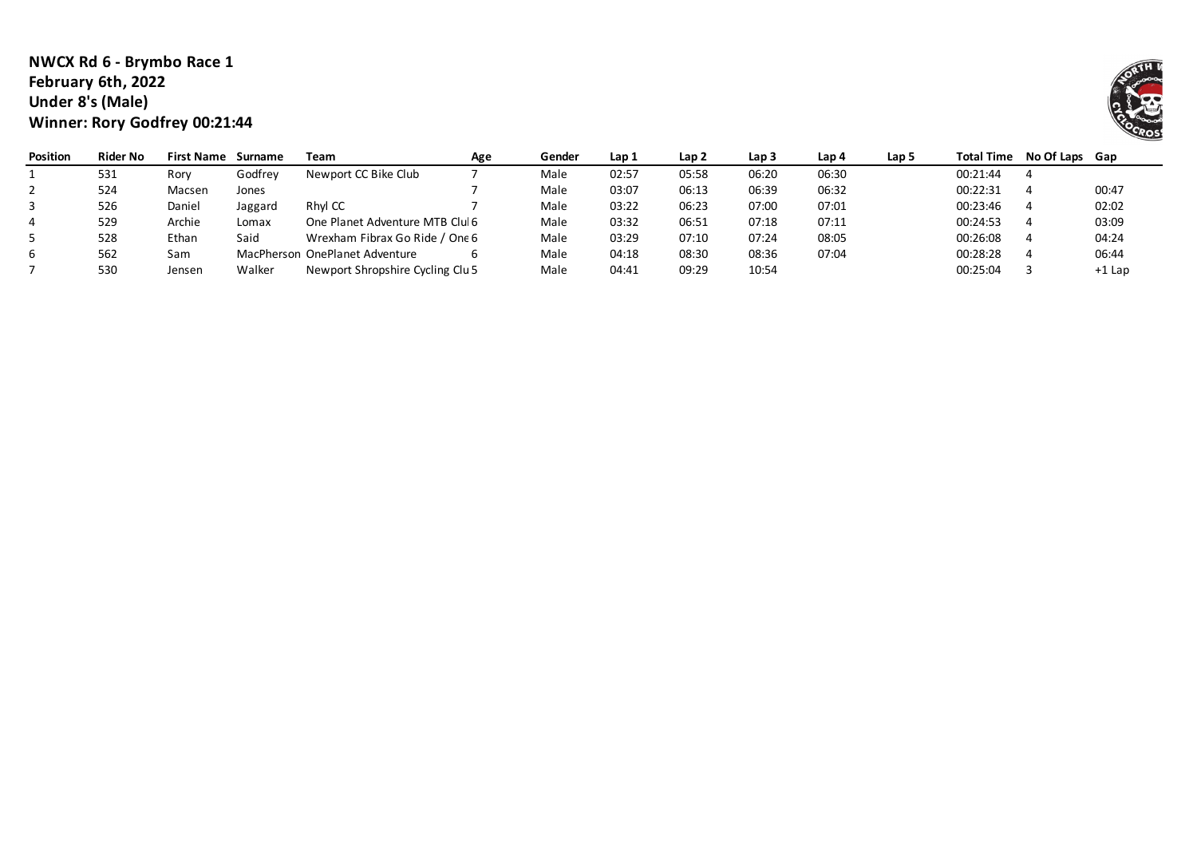**NWCX Rd 6 - Brymbo Race 1**
**February 6th, 2022**
**Under 8's (Male)**
**Winner: Rory Godfrey 00:21:44**

| Position | Rider No | First Name | Surname | Team | Age | Gender | Lap 1 | Lap 2 | Lap 3 | Lap 4 | Lap 5 | Total Time | No Of Laps | Gap |
|---|---|---|---|---|---|---|---|---|---|---|---|---|---|---|
| 1 | 531 | Rory | Godfrey | Newport CC Bike Club | 7 | Male | 02:57 | 05:58 | 06:20 | 06:30 | | 00:21:44 | 4 | |
| 2 | 524 | Macsen | Jones | | 7 | Male | 03:07 | 06:13 | 06:39 | 06:32 | | 00:22:31 | 4 | 00:47 |
| 3 | 526 | Daniel | Jaggard | Rhyl CC | 7 | Male | 03:22 | 06:23 | 07:00 | 07:01 | | 00:23:46 | 4 | 02:02 |
| 4 | 529 | Archie | Lomax | One Planet Adventure MTB Clul | 6 | Male | 03:32 | 06:51 | 07:18 | 07:11 | | 00:24:53 | 4 | 03:09 |
| 5 | 528 | Ethan | Said | Wrexham Fibrax Go Ride / One | 6 | Male | 03:29 | 07:10 | 07:24 | 08:05 | | 00:26:08 | 4 | 04:24 |
| 6 | 562 | Sam | MacPherson | OnePlanet Adventure | 6 | Male | 04:18 | 08:30 | 08:36 | 07:04 | | 00:28:28 | 4 | 06:44 |
| 7 | 530 | Jensen | Walker | Newport Shropshire Cycling Clu | 5 | Male | 04:41 | 09:29 | 10:54 | | | 00:25:04 | 3 | +1 Lap |